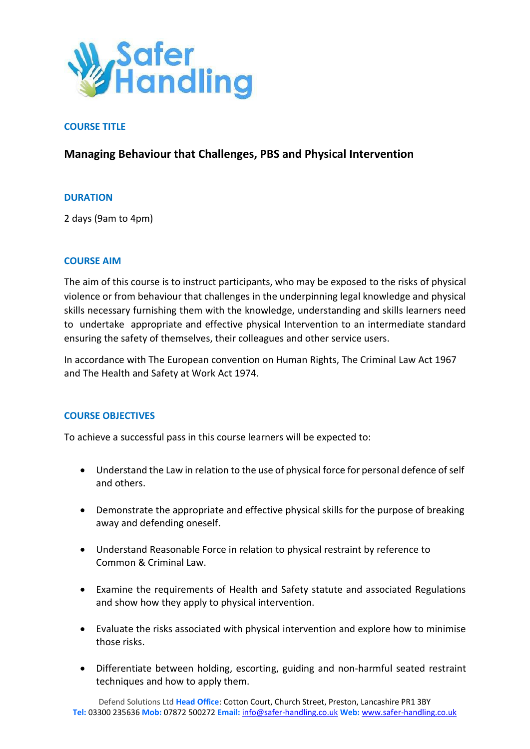Safer Handling

## COURSE TITLE

# Managing Behaviour that Challenges, PBS and Physical Intervention

## DURATION

2 days (9am to 4pm)

## COURSE AIM

The aim of this course is to instruct participants, who may be exposed to the risks of physical violence or from behaviour that challenges in the underpinning legal knowledge and physical skills necessary furnishing them with the knowledge, understanding and skills learners need to undertake appropriate and effective physical Intervention to an intermediate standard ensuring the safety of themselves, their colleagues and other service users.

In accordance with The European convention on Human Rights, The Criminal Law Act 1967 and The Health and Safety at Work Act 1974.

## COURSE OBJECTIVES

To achieve a successful pass in this course learners will be expected to:

- Understand the Law in relation to the use of physical force for personal defence of self and others.
- Demonstrate the appropriate and effective physical skills for the purpose of breaking away and defending oneself.
- Understand Reasonable Force in relation to physical restraint by reference to Common & Criminal Law.
- Examine the requirements of Health and Safety statute and associated Regulations and show how they apply to physical intervention.
- Evaluate the risks associated with physical intervention and explore how to minimise those risks.
- Differentiate between holding, escorting, guiding and non-harmful seated restraint techniques and how to apply them.

Defend Solutions Ltd **Head Office**: Cotton Court, Church Street, Preston, Lancashire PR1 3BY
**Tel:** 03300 235636 **Mob:** 07872 500272 **Email:** info@safer-handling.co.uk **Web:** www.safer-handling.co.uk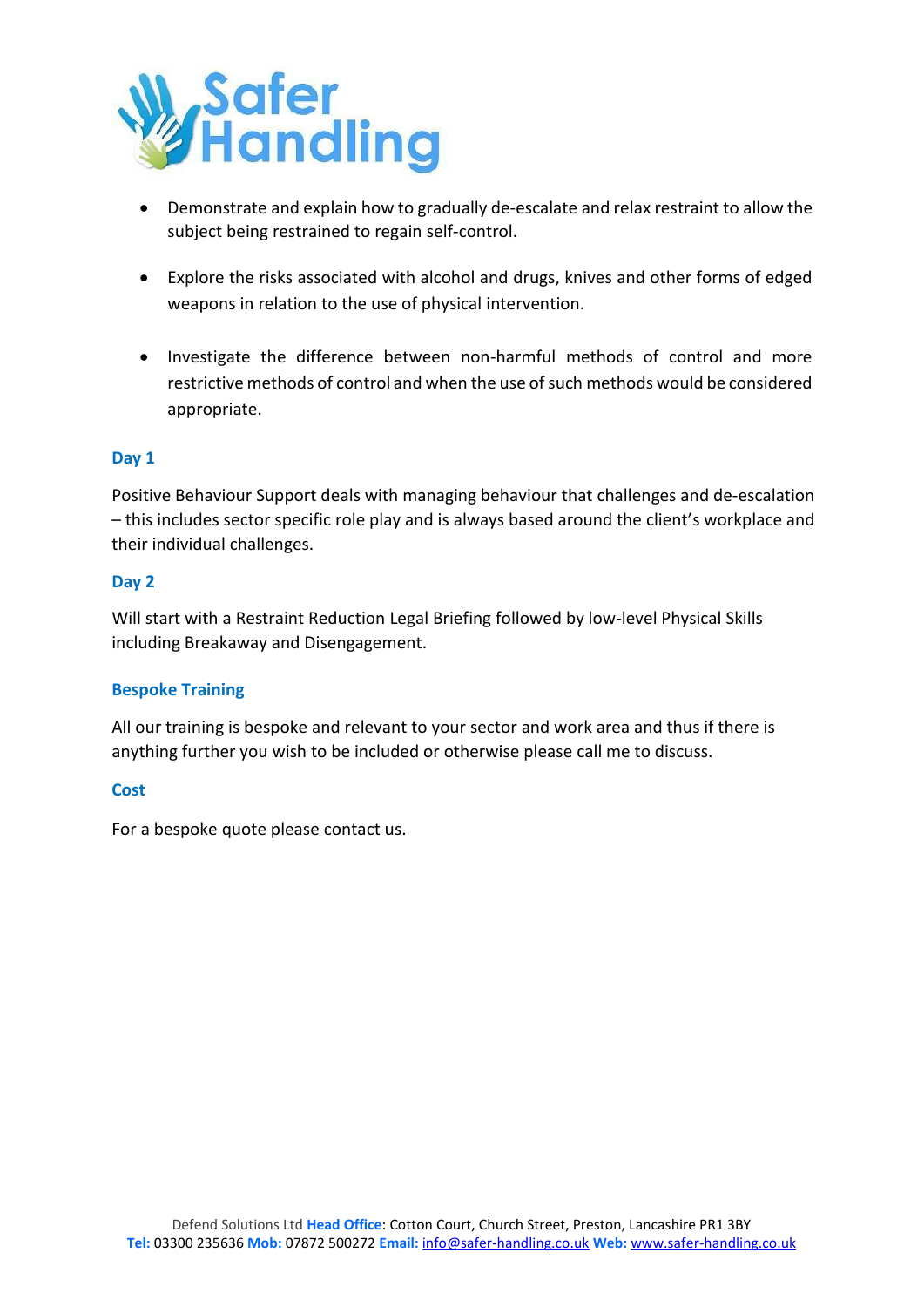- Demonstrate and explain how to gradually de-escalate and relax restraint to allow the subject being restrained to regain self-control.
- Explore the risks associated with alcohol and drugs, knives and other forms of edged weapons in relation to the use of physical intervention.
- Investigate the difference between non-harmful methods of control and more restrictive methods of control and when the use of such methods would be considered appropriate.

### Day 1

Positive Behaviour Support deals with managing behaviour that challenges and de-escalation – this includes sector specific role play and is always based around the client's workplace and their individual challenges.

### Day 2

Will start with a Restraint Reduction Legal Briefing followed by low-level Physical Skills including Breakaway and Disengagement.

### Bespoke Training

All our training is bespoke and relevant to your sector and work area and thus if there is anything further you wish to be included or otherwise please call me to discuss.

### Cost

For a bespoke quote please contact us.